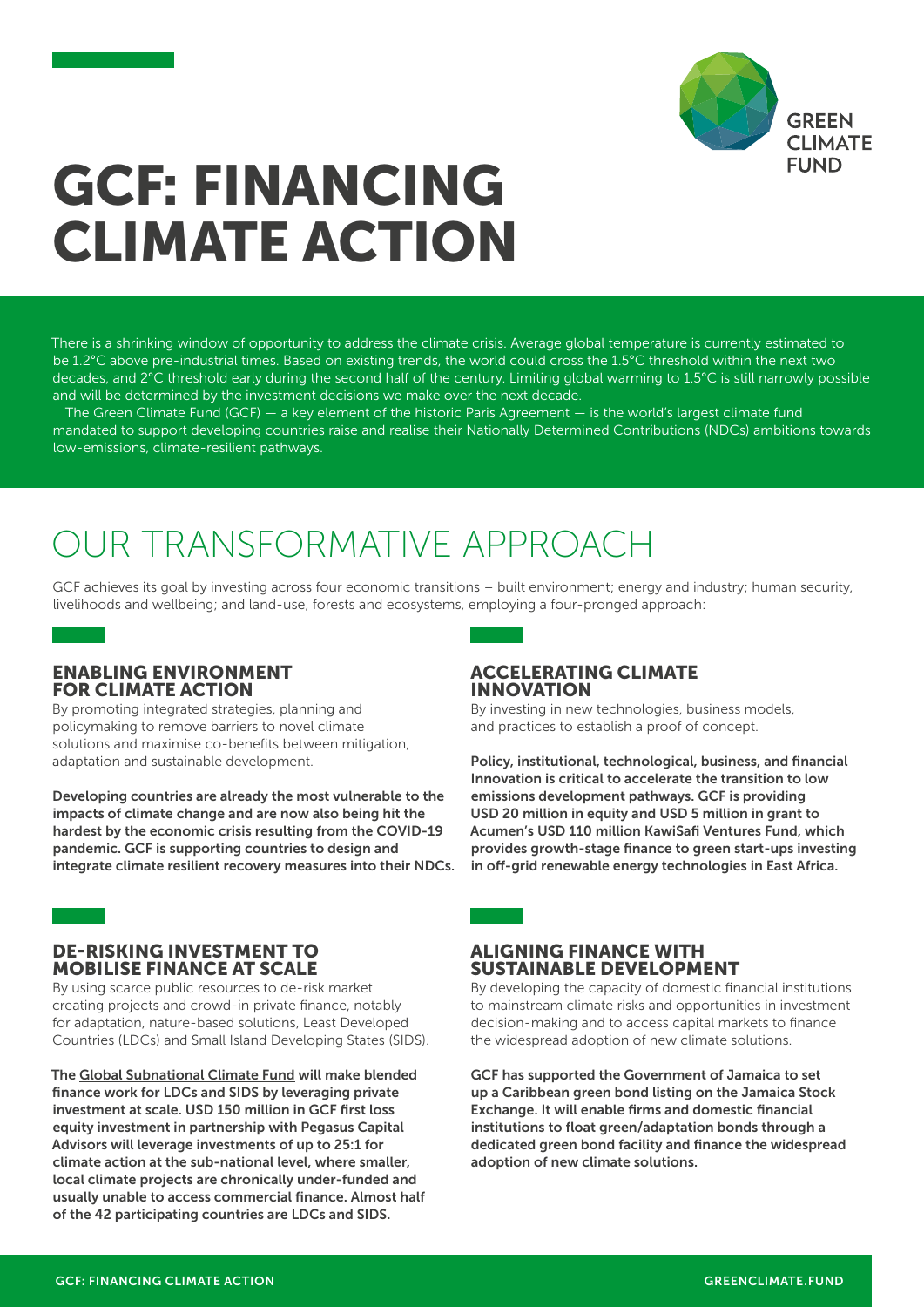# GCF: FINANCING CLIMATE ACTION

There is a shrinking window of opportunity to address the climate crisis. Average global temperature is currently estimated to be 1.2°C above pre-industrial times. Based on existing trends, the world could cross the 1.5°C threshold within the next two decades, and 2°C threshold early during the second half of the century. Limiting global warming to 1.5°C is still narrowly possible and will be determined by the investment decisions we make over the next decade.

The Green Climate Fund (GCF) — a key element of the historic Paris Agreement — is the world's largest climate fund mandated to support developing countries raise and realise their Nationally Determined Contributions (NDCs) ambitions towards low-emissions, climate-resilient pathways.

## OUR TRANSFORMATIVE APPROACH

GCF achieves its goal by investing across four economic transitions – built environment; energy and industry; human security, livelihoods and wellbeing; and land-use, forests and ecosystems, employing a four-pronged approach:

### ENABLING ENVIRONMENT FOR CLIMATE ACTION

By promoting integrated strategies, planning and policymaking to remove barriers to novel climate solutions and maximise co-benefits between mitigation, adaptation and sustainable development.

**Developing countries are already the most vulnerable to the impacts of climate change and are now also being hit the hardest by the economic crisis resulting from the COVID-19 pandemic. GCF is supporting countries to design and integrate climate resilient recovery measures into their NDCs.**

### ACCELERATING CLIMATE INNOVATION

By investing in new technologies, business models, and practices to establish a proof of concept.

**Policy, institutional, technological, business, and financial Innovation is critical to accelerate the transition to low emissions development pathways. GCF is providing USD 20 million in equity and USD 5 million in grant to Acumen's USD 110 million KawiSafi Ventures Fund, which provides growth-stage finance to green start-ups investing in off-grid renewable energy technologies in East Africa.**

### DE-RISKING INVESTMENT TO MOBILISE FINANCE AT SCALE

By using scarce public resources to de-risk market creating projects and crowd-in private finance, notably for adaptation, nature-based solutions, Least Developed Countries (LDCs) and Small Island Developing States (SIDS).

**The Global Subnational Climate Fund will make blended finance work for LDCs and SIDS by leveraging private investment at scale. USD 150 million in GCF first loss equity investment in partnership with Pegasus Capital Advisors will leverage investments of up to 25:1 for climate action at the sub-national level, where smaller, local climate projects are chronically under-funded and usually unable to access commercial finance. Almost half of the 42 participating countries are LDCs and SIDS.**

### ALIGNING FINANCE WITH SUSTAINABLE DEVELOPMENT

By developing the capacity of domestic financial institutions to mainstream climate risks and opportunities in investment decision-making and to access capital markets to finance the widespread adoption of new climate solutions.

**GCF has supported the Government of Jamaica to set up a Caribbean green bond listing on the Jamaica Stock Exchange. It will enable firms and domestic financial institutions to float green/adaptation bonds through a dedicated green bond facility and finance the widespread adoption of new climate solutions.**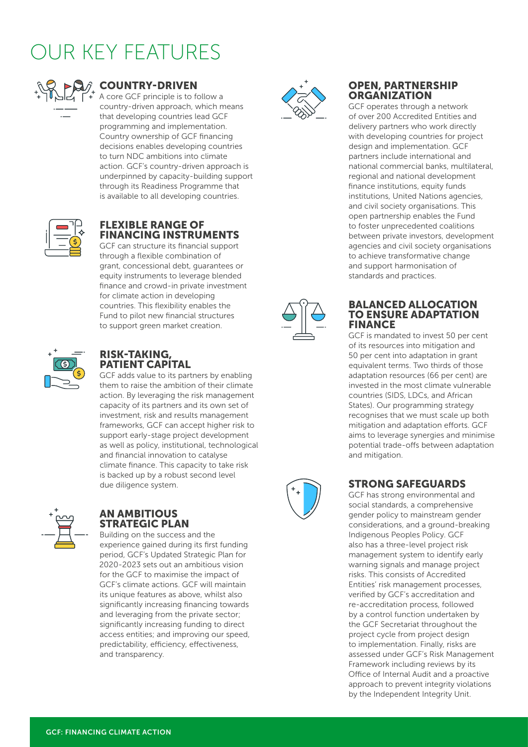# OUR KEY FEATURES

## COUNTRY-DRIVEN

A core GCF principle is to follow a country-driven approach, which means that developing countries lead GCF programming and implementation. Country ownership of GCF financing decisions enables developing countries to turn NDC ambitions into climate action. GCF's country-driven approach is underpinned by capacity-building support through its Readiness Programme that is available to all developing countries.

## FLEXIBLE RANGE OF FINANCING INSTRUMENTS

GCF can structure its financial support through a flexible combination of grant, concessional debt, guarantees or equity instruments to leverage blended finance and crowd-in private investment for climate action in developing countries. This flexibility enables the Fund to pilot new financial structures to support green market creation.

## RISK-TAKING, PATIENT CAPITAL

GCF adds value to its partners by enabling them to raise the ambition of their climate action. By leveraging the risk management capacity of its partners and its own set of investment, risk and results management frameworks, GCF can accept higher risk to support early-stage project development as well as policy, institutional, technological and financial innovation to catalyse climate finance. This capacity to take risk is backed up by a robust second level due diligence system.

## AN AMBITIOUS STRATEGIC PLAN

Building on the success and the experience gained during its first funding period, GCF's Updated Strategic Plan for 2020-2023 sets out an ambitious vision for the GCF to maximise the impact of GCF's climate actions. GCF will maintain its unique features as above, whilst also significantly increasing financing towards and leveraging from the private sector; significantly increasing funding to direct access entities; and improving our speed, predictability, efficiency, effectiveness, and transparency.

## OPEN, PARTNERSHIP ORGANIZATION

GCF operates through a network of over 200 Accredited Entities and delivery partners who work directly with developing countries for project design and implementation. GCF partners include international and national commercial banks, multilateral, regional and national development finance institutions, equity funds institutions, United Nations agencies, and civil society organisations. This open partnership enables the Fund to foster unprecedented coalitions between private investors, development agencies and civil society organisations to achieve transformative change and support harmonisation of standards and practices.

## BALANCED ALLOCATION TO ENSURE ADAPTATION FINANCE

GCF is mandated to invest 50 per cent of its resources into mitigation and 50 per cent into adaptation in grant equivalent terms. Two thirds of those adaptation resources (66 per cent) are invested in the most climate vulnerable countries (SIDS, LDCs, and African States). Our programming strategy recognises that we must scale up both mitigation and adaptation efforts. GCF aims to leverage synergies and minimise potential trade-offs between adaptation and mitigation.

## STRONG SAFEGUARDS

GCF has strong environmental and social standards, a comprehensive gender policy to mainstream gender considerations, and a ground-breaking Indigenous Peoples Policy. GCF also has a three-level project risk management system to identify early warning signals and manage project risks. This consists of Accredited Entities' risk management processes, verified by GCF's accreditation and re-accreditation process, followed by a control function undertaken by the GCF Secretariat throughout the project cycle from project design to implementation. Finally, risks are assessed under GCF's Risk Management Framework including reviews by its Office of Internal Audit and a proactive approach to prevent integrity violations by the Independent Integrity Unit.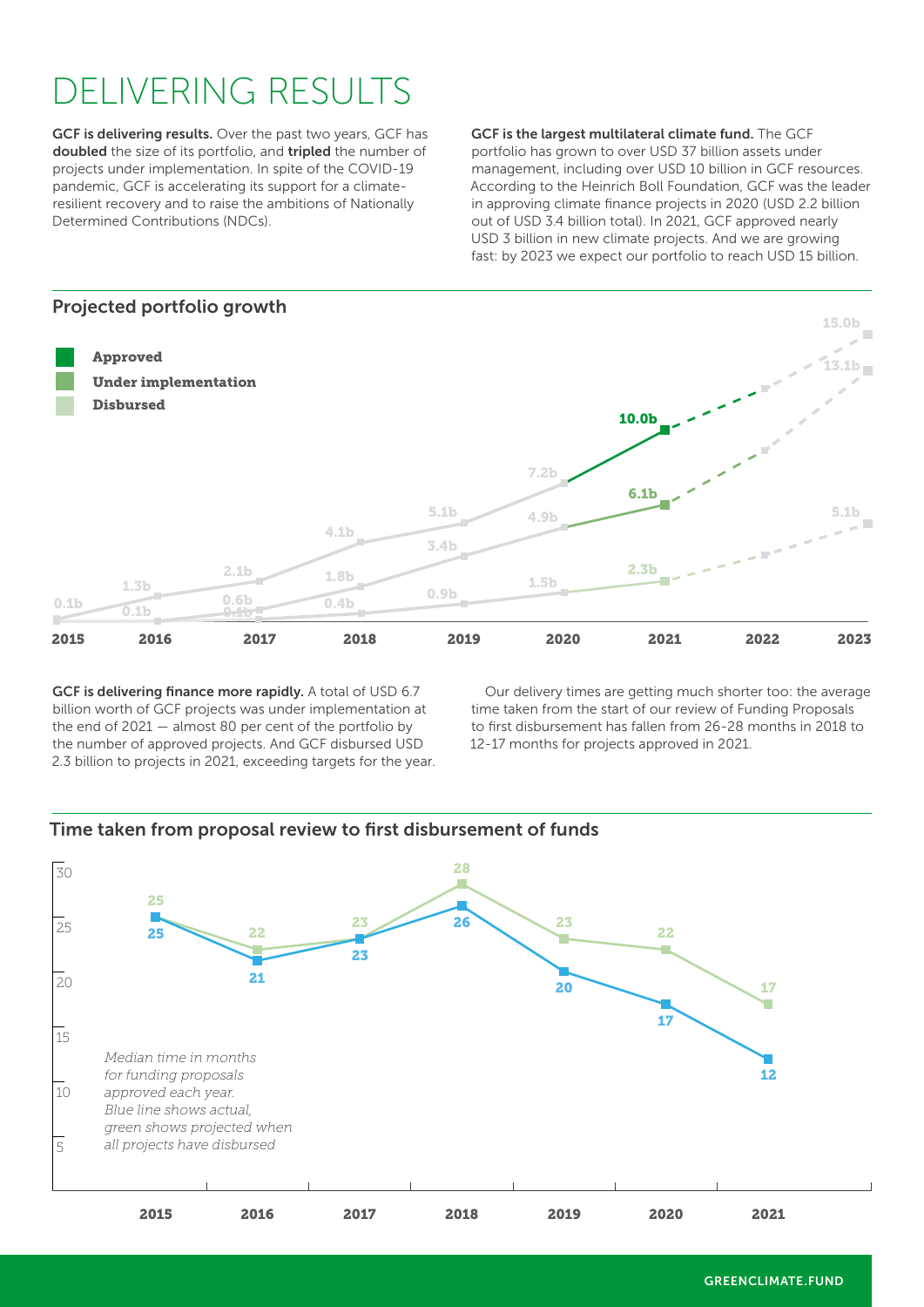# DELIVERING RESULTS

**GCF is delivering results.** Over the past two years, GCF has **doubled** the size of its portfolio, and **tripled** the number of projects under implementation. In spite of the COVID-19 pandemic, GCF is accelerating its support for a climate-resilient recovery and to raise the ambitions of Nationally Determined Contributions (NDCs).

**GCF is the largest multilateral climate fund.** The GCF portfolio has grown to over USD 37 billion assets under management, including over USD 10 billion in GCF resources. According to the Heinrich Boll Foundation, GCF was the leader in approving climate finance projects in 2020 (USD 2.2 billion out of USD 3.4 billion total). In 2021, GCF approved nearly USD 3 billion in new climate projects. And we are growing fast: by 2023 we expect our portfolio to reach USD 15 billion.

## Projected portfolio growth

| Year | Approved | Under implementation | Disbursed |
|---|---|---|---|
| 2015 | 0.1b | | |
| 2016 | 1.3b | 0.1b | |
| 2017 | 2.1b | 0.6b | 0.1b |
| 2018 | 4.1b | 1.8b | 0.4b |
| 2019 | 5.1b | 3.4b | 0.9b |
| 2020 | 7.2b | 4.9b | 1.5b |
| 2021 | 10.0b | 6.1b | 2.3b |
| 2023 | 15.0b | 13.1b | 5.1b |

**GCF is delivering finance more rapidly.** A total of USD 6.7 billion worth of GCF projects was under implementation at the end of 2021 — almost 80 per cent of the portfolio by the number of approved projects. And GCF disbursed USD 2.3 billion to projects in 2021, exceeding targets for the year.

Our delivery times are getting much shorter too: the average time taken from the start of our review of Funding Proposals to first disbursement has fallen from 26-28 months in 2018 to 12-17 months for projects approved in 2021.

## Time taken from proposal review to first disbursement of funds

| Year | Actual (blue) | Projected (green) |
|---|---|---|
| 2015 | 25 | 25 |
| 2016 | 21 | 22 |
| 2017 | 23 | 23 |
| 2018 | 26 | 28 |
| 2019 | 20 | 23 |
| 2020 | 17 | 22 |
| 2021 | 12 | 17 |

*Median time in months for funding proposals approved each year. Blue line shows actual, green shows projected when all projects have disbursed*

GREENCLIMATE.FUND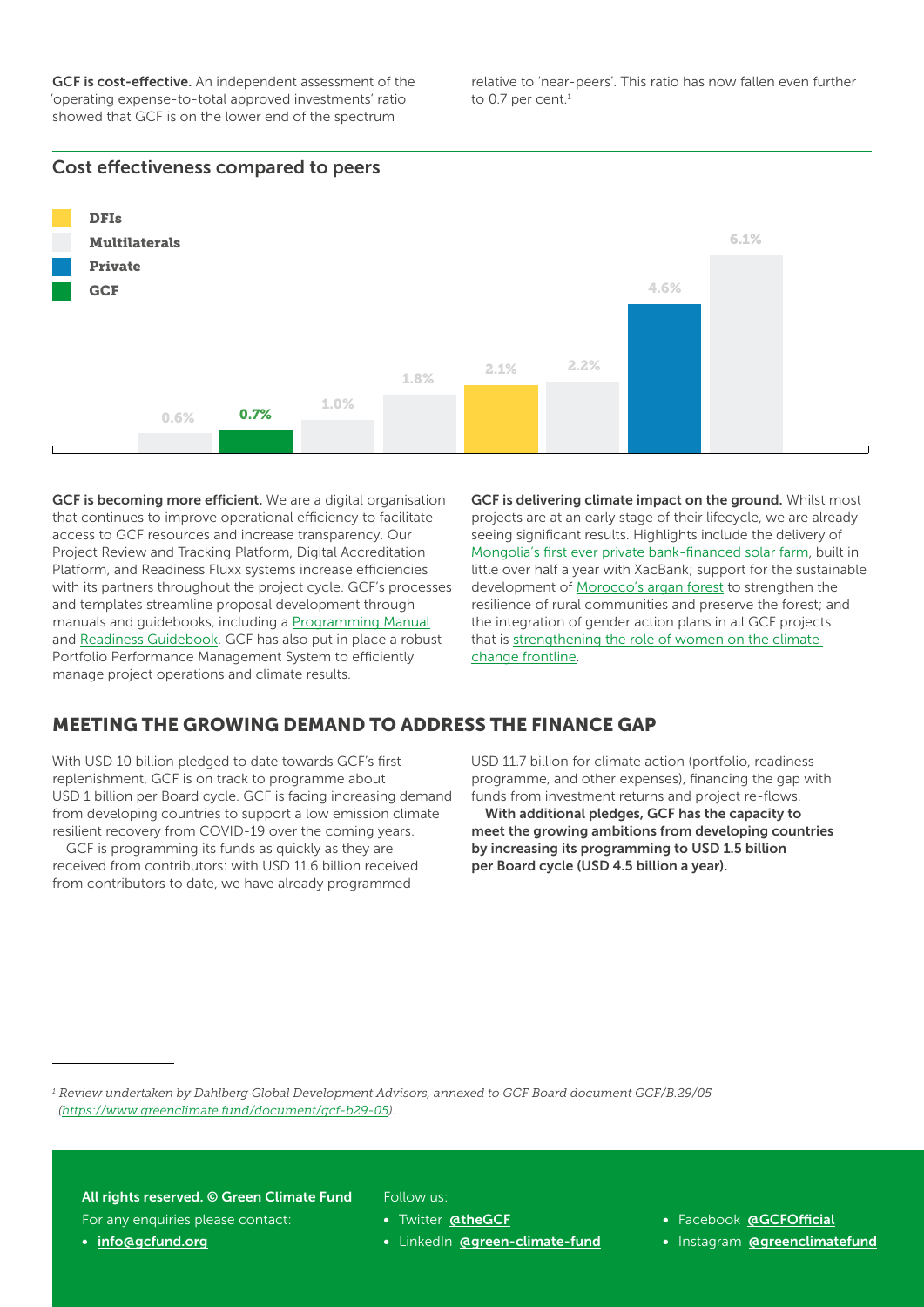**GCF is cost-effective.** An independent assessment of the 'operating expense-to-total approved investments' ratio showed that GCF is on the lower end of the spectrum relative to 'near-peers'. This ratio has now fallen even further to 0.7 per cent.[1]

## Cost effectiveness compared to peers

DFIs
Multilaterals
Private
GCF

0.6%
0.7%
1.0%
1.8%
2.1%
2.2%
4.6%
6.1%

**GCF is becoming more efficient.** We are a digital organisation that continues to improve operational efficiency to facilitate access to GCF resources and increase transparency. Our Project Review and Tracking Platform, Digital Accreditation Platform, and Readiness Fluxx systems increase efficiencies with its partners throughout the project cycle. GCF's processes and templates streamline proposal development through manuals and guidebooks, including a Programming Manual and Readiness Guidebook. GCF has also put in place a robust Portfolio Performance Management System to efficiently manage project operations and climate results.

**GCF is delivering climate impact on the ground.** Whilst most projects are at an early stage of their lifecycle, we are already seeing significant results. Highlights include the delivery of Mongolia's first ever private bank-financed solar farm, built in little over half a year with XacBank; support for the sustainable development of Morocco's argan forest to strengthen the resilience of rural communities and preserve the forest; and the integration of gender action plans in all GCF projects that is strengthening the role of women on the climate change frontline.

## MEETING THE GROWING DEMAND TO ADDRESS THE FINANCE GAP

With USD 10 billion pledged to date towards GCF's first replenishment, GCF is on track to programme about USD 1 billion per Board cycle. GCF is facing increasing demand from developing countries to support a low emission climate resilient recovery from COVID-19 over the coming years.

GCF is programming its funds as quickly as they are received from contributors: with USD 11.6 billion received from contributors to date, we have already programmed USD 11.7 billion for climate action (portfolio, readiness programme, and other expenses), financing the gap with funds from investment returns and project re-flows.

**With additional pledges, GCF has the capacity to meet the growing ambitions from developing countries by increasing its programming to USD 1.5 billion per Board cycle (USD 4.5 billion a year).**

---

[1] *Review undertaken by Dahlberg Global Development Advisors, annexed to GCF Board document GCF/B.29/05 (https://www.greenclimate.fund/document/gcf-b29-05).*

**All rights reserved. © Green Climate Fund**

For any enquiries please contact:

- **info@gcfund.org**

Follow us:

- Twitter **@theGCF**
- LinkedIn **@green-climate-fund**
- Facebook **@GCFOfficial**
- Instagram **@greenclimatefund**